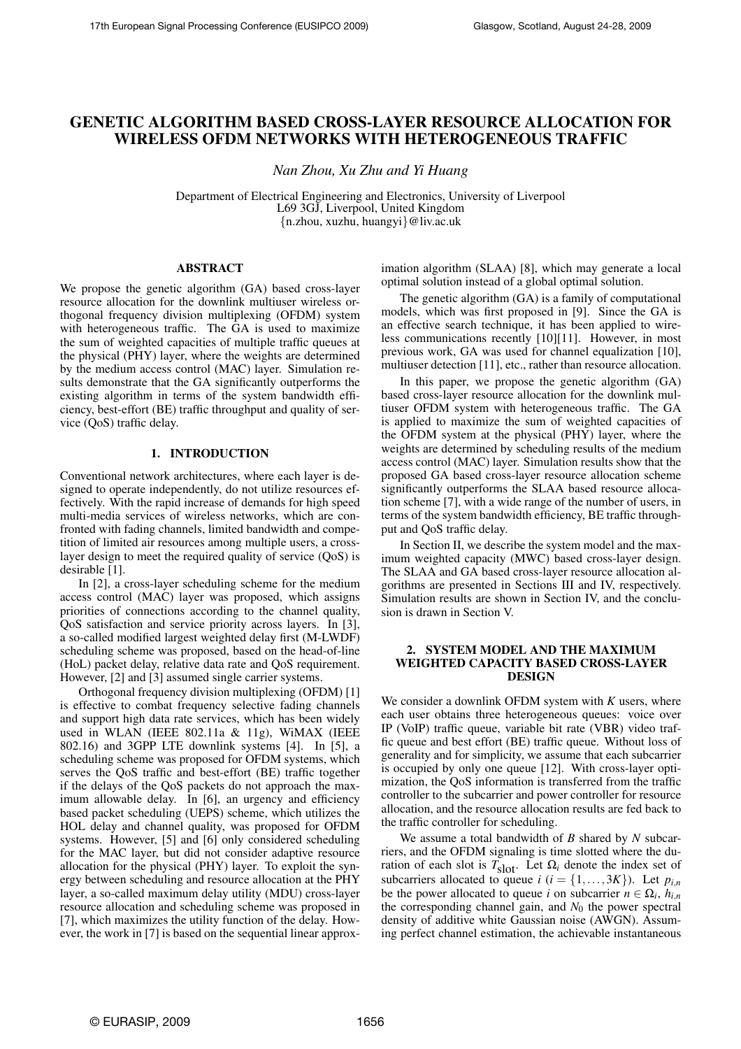# GENETIC ALGORITHM BASED CROSS-LAYER RESOURCE ALLOCATION FOR WIRELESS OFDM NETWORKS WITH HETEROGENEOUS TRAFFIC

*Nan Zhou, Xu Zhu and Yi Huang*

Department of Electrical Engineering and Electronics, University of Liverpool
L69 3GJ, Liverpool, United Kingdom
{n.zhou, xuzhu, huangyi}@liv.ac.uk

## ABSTRACT

We propose the genetic algorithm (GA) based cross-layer resource allocation for the downlink multiuser wireless orthogonal frequency division multiplexing (OFDM) system with heterogeneous traffic. The GA is used to maximize the sum of weighted capacities of multiple traffic queues at the physical (PHY) layer, where the weights are determined by the medium access control (MAC) layer. Simulation results demonstrate that the GA significantly outperforms the existing algorithm in terms of the system bandwidth efficiency, best-effort (BE) traffic throughput and quality of service (QoS) traffic delay.

## 1. INTRODUCTION

Conventional network architectures, where each layer is designed to operate independently, do not utilize resources effectively. With the rapid increase of demands for high speed multi-media services of wireless networks, which are confronted with fading channels, limited bandwidth and competition of limited air resources among multiple users, a cross-layer design to meet the required quality of service (QoS) is desirable [1].

In [2], a cross-layer scheduling scheme for the medium access control (MAC) layer was proposed, which assigns priorities of connections according to the channel quality, QoS satisfaction and service priority across layers. In [3], a so-called modified largest weighted delay first (M-LWDF) scheduling scheme was proposed, based on the head-of-line (HoL) packet delay, relative data rate and QoS requirement. However, [2] and [3] assumed single carrier systems.

Orthogonal frequency division multiplexing (OFDM) [1] is effective to combat frequency selective fading channels and support high data rate services, which has been widely used in WLAN (IEEE 802.11a & 11g), WiMAX (IEEE 802.16) and 3GPP LTE downlink systems [4]. In [5], a scheduling scheme was proposed for OFDM systems, which serves the QoS traffic and best-effort (BE) traffic together if the delays of the QoS packets do not approach the maximum allowable delay. In [6], an urgency and efficiency based packet scheduling (UEPS) scheme, which utilizes the HOL delay and channel quality, was proposed for OFDM systems. However, [5] and [6] only considered scheduling for the MAC layer, but did not consider adaptive resource allocation for the physical (PHY) layer. To exploit the synergy between scheduling and resource allocation at the PHY layer, a so-called maximum delay utility (MDU) cross-layer resource allocation and scheduling scheme was proposed in [7], which maximizes the utility function of the delay. However, the work in [7] is based on the sequential linear approximation algorithm (SLAA) [8], which may generate a local optimal solution instead of a global optimal solution.

The genetic algorithm (GA) is a family of computational models, which was first proposed in [9]. Since the GA is an effective search technique, it has been applied to wireless communications recently [10][11]. However, in most previous work, GA was used for channel equalization [10], multiuser detection [11], etc., rather than resource allocation.

In this paper, we propose the genetic algorithm (GA) based cross-layer resource allocation for the downlink multiuser OFDM system with heterogeneous traffic. The GA is applied to maximize the sum of weighted capacities of the OFDM system at the physical (PHY) layer, where the weights are determined by scheduling results of the medium access control (MAC) layer. Simulation results show that the proposed GA based cross-layer resource allocation scheme significantly outperforms the SLAA based resource allocation scheme [7], with a wide range of the number of users, in terms of the system bandwidth efficiency, BE traffic throughput and QoS traffic delay.

In Section II, we describe the system model and the maximum weighted capacity (MWC) based cross-layer design. The SLAA and GA based cross-layer resource allocation algorithms are presented in Sections III and IV, respectively. Simulation results are shown in Section IV, and the conclusion is drawn in Section V.

## 2. SYSTEM MODEL AND THE MAXIMUM WEIGHTED CAPACITY BASED CROSS-LAYER DESIGN

We consider a downlink OFDM system with $K$ users, where each user obtains three heterogeneous queues: voice over IP (VoIP) traffic queue, variable bit rate (VBR) video traffic queue and best effort (BE) traffic queue. Without loss of generality and for simplicity, we assume that each subcarrier is occupied by only one queue [12]. With cross-layer optimization, the QoS information is transferred from the traffic controller to the subcarrier and power controller for resource allocation, and the resource allocation results are fed back to the traffic controller for scheduling.

We assume a total bandwidth of $B$ shared by $N$ subcarriers, and the OFDM signaling is time slotted where the duration of each slot is $T_{\text{slot}}$. Let $\Omega_i$ denote the index set of subcarriers allocated to queue $i$ ($i = \{1, \ldots, 3K\}$). Let $p_{i,n}$ be the power allocated to queue $i$ on subcarrier $n \in \Omega_i$, $h_{i,n}$ the corresponding channel gain, and $N_0$ the power spectral density of additive white Gaussian noise (AWGN). Assuming perfect channel estimation, the achievable instantaneous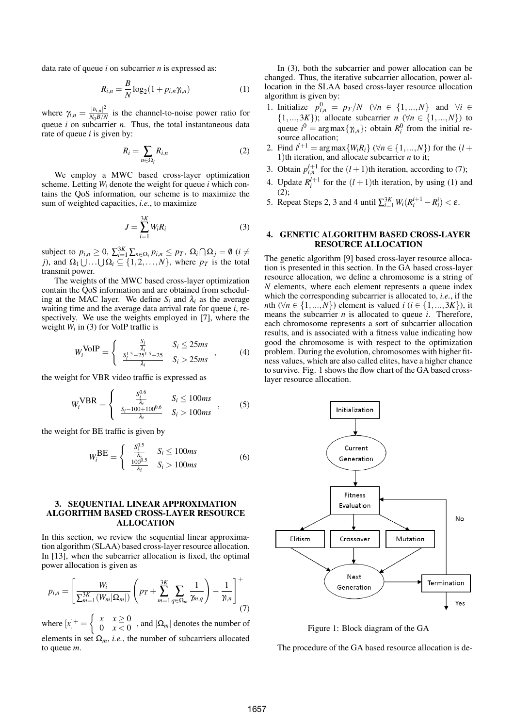data rate of queue $i$ on subcarrier $n$ is expressed as:

$$R_{i,n} = \frac{B}{N}\log_2(1 + p_{i,n}\gamma_{i,n}) \tag{1}$$

where $\gamma_{i,n} = \frac{|h_{i,n}|^2}{N_0 B/N}$ is the channel-to-noise power ratio for queue $i$ on subcarrier $n$. Thus, the total instantaneous data rate of queue $i$ is given by:

$$R_i = \sum_{n \in \Omega_i} R_{i,n} \tag{2}$$

We employ a MWC based cross-layer optimization scheme. Letting $W_i$ denote the weight for queue $i$ which contains the QoS information, our scheme is to maximize the sum of weighted capacities, *i.e.*, to maximize

$$J = \sum_{i=1}^{3K} W_i R_i \tag{3}$$

subject to $p_{i,n} \geq 0$, $\sum_{i=1}^{3K}\sum_{n\in\Omega_i} p_{i,n} \leq p_T$, $\Omega_i \bigcap \Omega_j = \emptyset$ ($i \neq j$), and $\Omega_1 \bigcup \ldots \bigcup \Omega_i \subseteq \{1, 2, \ldots, N\}$, where $p_T$ is the total transmit power.

The weights of the MWC based cross-layer optimization contain the QoS information and are obtained from scheduling at the MAC layer. We define $S_i$ and $\lambda_i$ as the average waiting time and the average data arrival rate for queue $i$, respectively. We use the weights employed in [7], where the weight $W_i$ in (3) for VoIP traffic is

$$W_i^{\text{VoIP}} = \begin{cases} \frac{S_i}{\lambda_i} & S_i \leq 25ms \\ \frac{S_i^{1.5} - 25^{1.5} + 25}{\lambda_i} & S_i > 25ms \end{cases}, \tag{4}$$

the weight for VBR video traffic is expressed as

$$W_i^{\text{VBR}} = \begin{cases} \frac{S_i^{0.6}}{\lambda_i} & S_i \leq 100ms \\ \frac{S_i - 100 + 100^{0.6}}{\lambda_i} & S_i > 100ms \end{cases}, \tag{5}$$

the weight for BE traffic is given by

$$W_i^{\text{BE}} = \begin{cases} \frac{S_i^{0.5}}{\lambda_i} & S_i \leq 100ms \\ \frac{100^{0.5}}{\lambda_i} & S_i > 100ms \end{cases} \tag{6}$$

## 3. SEQUENTIAL LINEAR APPROXIMATION ALGORITHM BASED CROSS-LAYER RESOURCE ALLOCATION

In this section, we review the sequential linear approximation algorithm (SLAA) based cross-layer resource allocation. In [13], when the subcarrier allocation is fixed, the optimal power allocation is given as

$$p_{i,n} = \left[\frac{W_i}{\sum_{m=1}^{3K}(W_m|\Omega_m|)}\left(p_T + \sum_{m=1}^{3K}\sum_{q\in\Omega_m}\frac{1}{\gamma_{m,q}}\right) - \frac{1}{\gamma_{i,n}}\right]^+ \tag{7}$$

where $[x]^+ = \begin{cases} x & x \geq 0 \\ 0 & x < 0 \end{cases}$, and $|\Omega_m|$ denotes the number of elements in set $\Omega_m$, *i.e.*, the number of subcarriers allocated to queue $m$.

In (3), both the subcarrier and power allocation can be changed. Thus, the iterative subcarrier allocation, power allocation in the SLAA based cross-layer resource allocation algorithm is given by:

1. Initialize $p_{i,n}^0 = p_T/N$ ($\forall n \in \{1,...,N\}$ and $\forall i \in \{1,...,3K\}$); allocate subcarrier $n$ ($\forall n \in \{1,...,N\}$) to queue $i^0 = \arg\max\{\gamma_{i,n}\}$; obtain $R_i^0$ from the initial resource allocation;
2. Find $i^{l+1} = \arg\max\{W_i R_i\}$ ($\forall n \in \{1,...,N\}$) for the $(l+1)$th iteration, and allocate subcarrier $n$ to it;
3. Obtain $p_{i,n}^{l+1}$ for the $(l+1)$th iteration, according to (7);
4. Update $R_i^{l+1}$ for the $(l+1)$th iteration, by using (1) and (2);
5. Repeat Steps 2, 3 and 4 until $\sum_{i=1}^{3K} W_i(R_i^{i+1} - R_i^i) < \varepsilon$.

## 4. GENETIC ALGORITHM BASED CROSS-LAYER RESOURCE ALLOCATION

The genetic algorithm [9] based cross-layer resource allocation is presented in this section. In the GA based cross-layer resource allocation, we define a chromosome is a string of $N$ elements, where each element represents a queue index which the corresponding subcarrier is allocated to, *i.e.*, if the $n$th ($\forall n \in \{1,...,N\}$) element is valued $i$ ($i \in \{1,...,3K\}$), it means the subcarrier $n$ is allocated to queue $i$. Therefore, each chromosome represents a sort of subcarrier allocation results, and is associated with a fitness value indicating how good the chromosome is with respect to the optimization problem. During the evolution, chromosomes with higher fitness values, which are also called elites, have a higher chance to survive. Fig. 1 shows the flow chart of the GA based cross-layer resource allocation.

Figure 1: Block diagram of the GA

The procedure of the GA based resource allocation is de-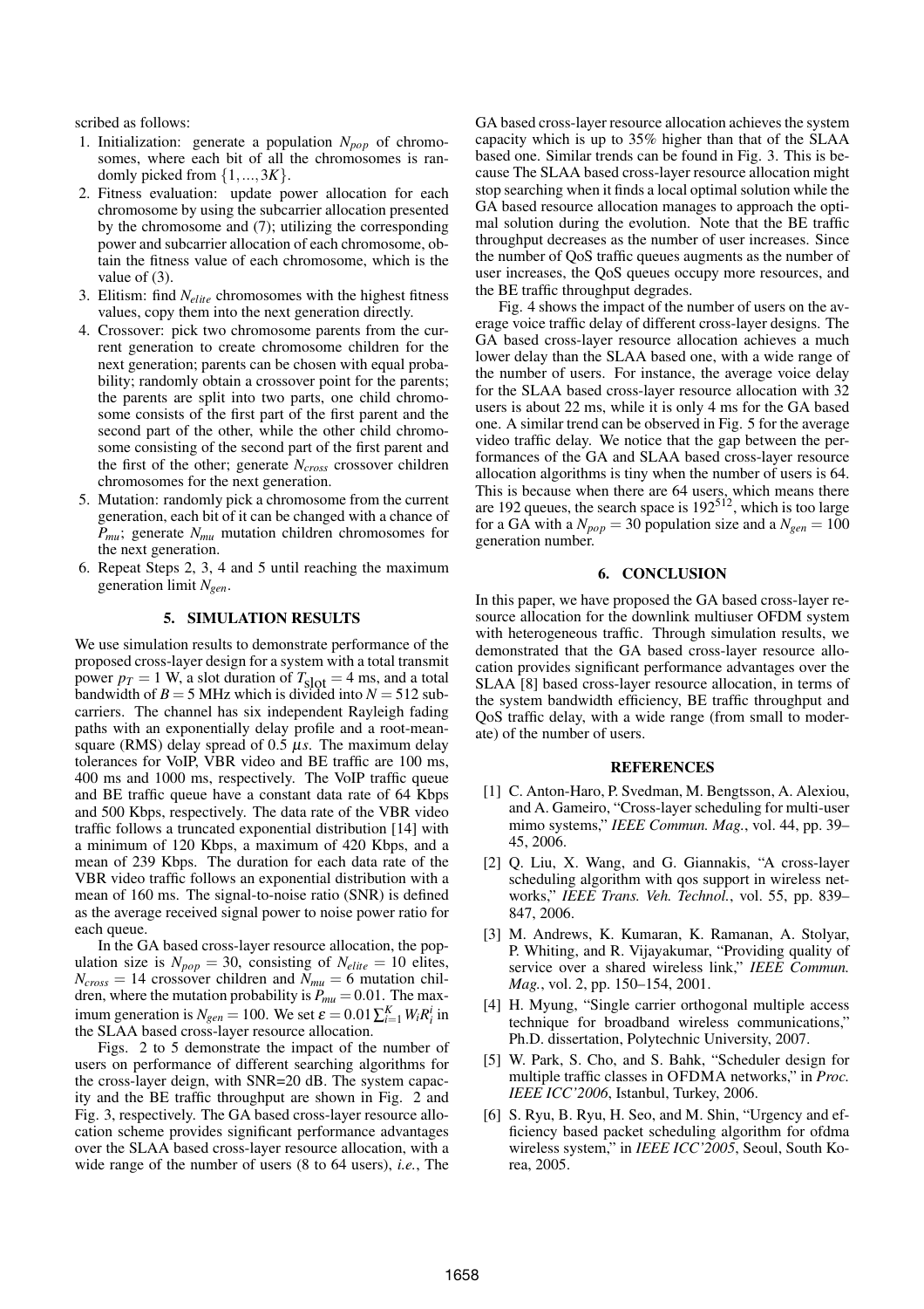scribed as follows:

1. Initialization: generate a population $N_{pop}$ of chromosomes, where each bit of all the chromosomes is randomly picked from $\{1, ..., 3K\}$.
2. Fitness evaluation: update power allocation for each chromosome by using the subcarrier allocation presented by the chromosome and (7); utilizing the corresponding power and subcarrier allocation of each chromosome, obtain the fitness value of each chromosome, which is the value of (3).
3. Elitism: find $N_{elite}$ chromosomes with the highest fitness values, copy them into the next generation directly.
4. Crossover: pick two chromosome parents from the current generation to create chromosome children for the next generation; parents can be chosen with equal probability; randomly obtain a crossover point for the parents; the parents are split into two parts, one child chromosome consists of the first part of the first parent and the second part of the other, while the other child chromosome consisting of the second part of the first parent and the first of the other; generate $N_{cross}$ crossover children chromosomes for the next generation.
5. Mutation: randomly pick a chromosome from the current generation, each bit of it can be changed with a chance of $P_{mu}$; generate $N_{mu}$ mutation children chromosomes for the next generation.
6. Repeat Steps 2, 3, 4 and 5 until reaching the maximum generation limit $N_{gen}$.

## 5. SIMULATION RESULTS

We use simulation results to demonstrate performance of the proposed cross-layer design for a system with a total transmit power $p_T = 1$ W, a slot duration of $T_{\text{slot}} = 4$ ms, and a total bandwidth of $B = 5$ MHz which is divided into $N = 512$ subcarriers. The channel has six independent Rayleigh fading paths with an exponentially delay profile and a root-mean-square (RMS) delay spread of 0.5 $\mu s$. The maximum delay tolerances for VoIP, VBR video and BE traffic are 100 ms, 400 ms and 1000 ms, respectively. The VoIP traffic queue and BE traffic queue have a constant data rate of 64 Kbps and 500 Kbps, respectively. The data rate of the VBR video traffic follows a truncated exponential distribution [14] with a minimum of 120 Kbps, a maximum of 420 Kbps, and a mean of 239 Kbps. The duration for each data rate of the VBR video traffic follows an exponential distribution with a mean of 160 ms. The signal-to-noise ratio (SNR) is defined as the average received signal power to noise power ratio for each queue.

In the GA based cross-layer resource allocation, the population size is $N_{pop} = 30$, consisting of $N_{elite} = 10$ elites, $N_{cross} = 14$ crossover children and $N_{mu} = 6$ mutation children, where the mutation probability is $P_{mu} = 0.01$. The maximum generation is $N_{gen} = 100$. We set $\varepsilon = 0.01 \sum_{i=1}^{K} W_i R_i^i$ in the SLAA based cross-layer resource allocation.

Figs. 2 to 5 demonstrate the impact of the number of users on performance of different searching algorithms for the cross-layer deign, with SNR=20 dB. The system capacity and the BE traffic throughput are shown in Fig. 2 and Fig. 3, respectively. The GA based cross-layer resource allocation scheme provides significant performance advantages over the SLAA based cross-layer resource allocation, with a wide range of the number of users (8 to 64 users), *i.e.*, The GA based cross-layer resource allocation achieves the system capacity which is up to 35% higher than that of the SLAA based one. Similar trends can be found in Fig. 3. This is because The SLAA based cross-layer resource allocation might stop searching when it finds a local optimal solution while the GA based resource allocation manages to approach the optimal solution during the evolution. Note that the BE traffic throughput decreases as the number of user increases. Since the number of QoS traffic queues augments as the number of user increases, the QoS queues occupy more resources, and the BE traffic throughput degrades.

Fig. 4 shows the impact of the number of users on the average voice traffic delay of different cross-layer designs. The GA based cross-layer resource allocation achieves a much lower delay than the SLAA based one, with a wide range of the number of users. For instance, the average voice delay for the SLAA based cross-layer resource allocation with 32 users is about 22 ms, while it is only 4 ms for the GA based one. A similar trend can be observed in Fig. 5 for the average video traffic delay. We notice that the gap between the performances of the GA and SLAA based cross-layer resource allocation algorithms is tiny when the number of users is 64. This is because when there are 64 users, which means there are 192 queues, the search space is $192^{512}$, which is too large for a GA with a $N_{pop} = 30$ population size and a $N_{gen} = 100$ generation number.

## 6. CONCLUSION

In this paper, we have proposed the GA based cross-layer resource allocation for the downlink multiuser OFDM system with heterogeneous traffic. Through simulation results, we demonstrated that the GA based cross-layer resource allocation provides significant performance advantages over the SLAA [8] based cross-layer resource allocation, in terms of the system bandwidth efficiency, BE traffic throughput and QoS traffic delay, with a wide range (from small to moderate) of the number of users.

## REFERENCES

[1] C. Anton-Haro, P. Svedman, M. Bengtsson, A. Alexiou, and A. Gameiro, "Cross-layer scheduling for multi-user mimo systems," *IEEE Commun. Mag.*, vol. 44, pp. 39–45, 2006.

[2] Q. Liu, X. Wang, and G. Giannakis, "A cross-layer scheduling algorithm with qos support in wireless networks," *IEEE Trans. Veh. Technol.*, vol. 55, pp. 839–847, 2006.

[3] M. Andrews, K. Kumaran, K. Ramanan, A. Stolyar, P. Whiting, and R. Vijayakumar, "Providing quality of service over a shared wireless link," *IEEE Commun. Mag.*, vol. 2, pp. 150–154, 2001.

[4] H. Myung, "Single carrier orthogonal multiple access technique for broadband wireless communications," Ph.D. dissertation, Polytechnic University, 2007.

[5] W. Park, S. Cho, and S. Bahk, "Scheduler design for multiple traffic classes in OFDMA networks," in *Proc. IEEE ICC'2006*, Istanbul, Turkey, 2006.

[6] S. Ryu, B. Ryu, H. Seo, and M. Shin, "Urgency and efficiency based packet scheduling algorithm for ofdma wireless system," in *IEEE ICC'2005*, Seoul, South Korea, 2005.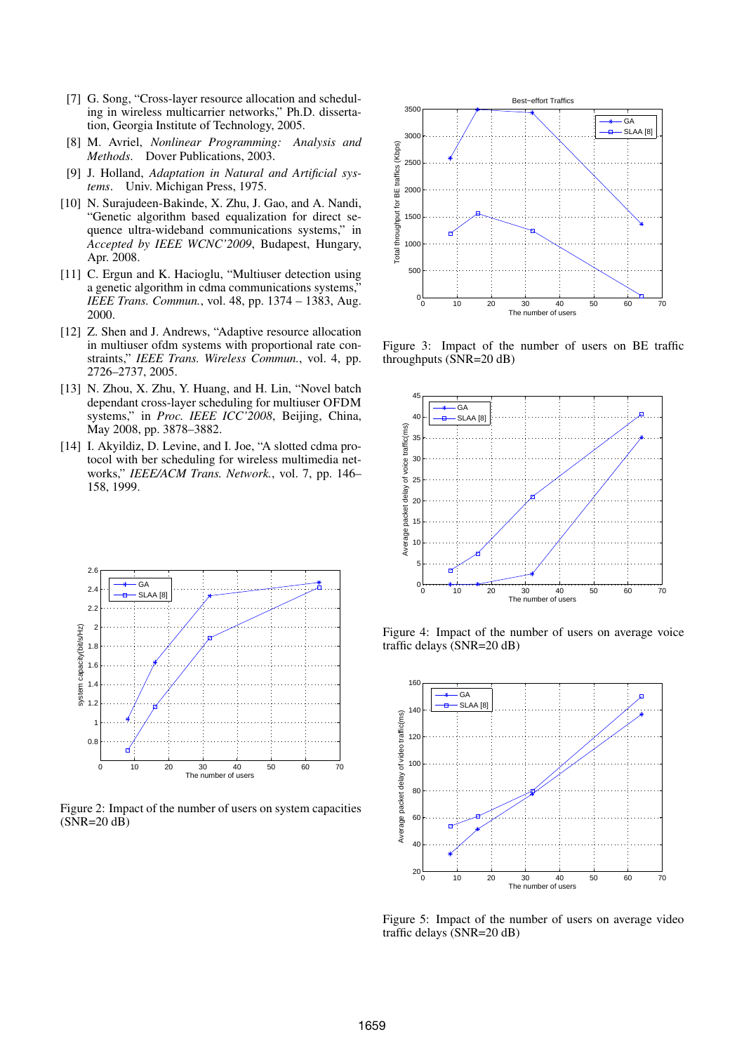[7] G. Song, "Cross-layer resource allocation and scheduling in wireless multicarrier networks," Ph.D. dissertation, Georgia Institute of Technology, 2005.

[8] M. Avriel, *Nonlinear Programming: Analysis and Methods*. Dover Publications, 2003.

[9] J. Holland, *Adaptation in Natural and Artificial systems*. Univ. Michigan Press, 1975.

[10] N. Surajudeen-Bakinde, X. Zhu, J. Gao, and A. Nandi, "Genetic algorithm based equalization for direct sequence ultra-wideband communications systems," in *Accepted by IEEE WCNC'2009*, Budapest, Hungary, Apr. 2008.

[11] C. Ergun and K. Hacioglu, "Multiuser detection using a genetic algorithm in cdma communications systems," *IEEE Trans. Commun.*, vol. 48, pp. 1374 – 1383, Aug. 2000.

[12] Z. Shen and J. Andrews, "Adaptive resource allocation in multiuser ofdm systems with proportional rate constraints," *IEEE Trans. Wireless Commun.*, vol. 4, pp. 2726–2737, 2005.

[13] N. Zhou, X. Zhu, Y. Huang, and H. Lin, "Novel batch dependant cross-layer scheduling for multiuser OFDM systems," in *Proc. IEEE ICC'2008*, Beijing, China, May 2008, pp. 3878–3882.

[14] I. Akyildiz, D. Levine, and I. Joe, "A slotted cdma protocol with ber scheduling for wireless multimedia networks," *IEEE/ACM Trans. Network.*, vol. 7, pp. 146–158, 1999.

system capacity(bit/s/Hz)
The number of users
GA
SLAA [8]

Figure 2: Impact of the number of users on system capacities (SNR=20 dB)

Best−effort Traffics
Total throughput for BE traffics (Kbps)
The number of users
GA
SLAA [8]

Figure 3: Impact of the number of users on BE traffic throughputs (SNR=20 dB)

Average packet delay of voice traffic(ms)
The number of users
GA
SLAA [8]

Figure 4: Impact of the number of users on average voice traffic delays (SNR=20 dB)

Average packet delay of video traffic(ms)
The number of users
GA
SLAA [8]

Figure 5: Impact of the number of users on average video traffic delays (SNR=20 dB)